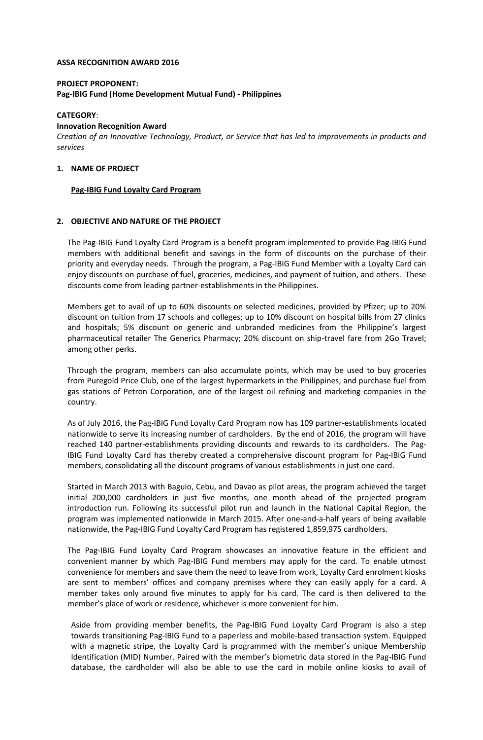**ASSA RECOGNITION AWARD 2016**

**PROJECT PROPONENT:**
**Pag-IBIG Fund (Home Development Mutual Fund) - Philippines**

**CATEGORY**:
**Innovation Recognition Award**
*Creation of an Innovative Technology, Product, or Service that has led to improvements in products and services*

## 1. NAME OF PROJECT

**Pag-IBIG Fund Loyalty Card Program**

## 2. OBJECTIVE AND NATURE OF THE PROJECT

The Pag-IBIG Fund Loyalty Card Program is a benefit program implemented to provide Pag-IBIG Fund members with additional benefit and savings in the form of discounts on the purchase of their priority and everyday needs. Through the program, a Pag-IBIG Fund Member with a Loyalty Card can enjoy discounts on purchase of fuel, groceries, medicines, and payment of tuition, and others. These discounts come from leading partner-establishments in the Philippines.

Members get to avail of up to 60% discounts on selected medicines, provided by Pfizer; up to 20% discount on tuition from 17 schools and colleges; up to 10% discount on hospital bills from 27 clinics and hospitals; 5% discount on generic and unbranded medicines from the Philippine's largest pharmaceutical retailer The Generics Pharmacy; 20% discount on ship-travel fare from 2Go Travel; among other perks.

Through the program, members can also accumulate points, which may be used to buy groceries from Puregold Price Club, one of the largest hypermarkets in the Philippines, and purchase fuel from gas stations of Petron Corporation, one of the largest oil refining and marketing companies in the country.

As of July 2016, the Pag-IBIG Fund Loyalty Card Program now has 109 partner-establishments located nationwide to serve its increasing number of cardholders. By the end of 2016, the program will have reached 140 partner-establishments providing discounts and rewards to its cardholders. The Pag-IBIG Fund Loyalty Card has thereby created a comprehensive discount program for Pag-IBIG Fund members, consolidating all the discount programs of various establishments in just one card.

Started in March 2013 with Baguio, Cebu, and Davao as pilot areas, the program achieved the target initial 200,000 cardholders in just five months, one month ahead of the projected program introduction run. Following its successful pilot run and launch in the National Capital Region, the program was implemented nationwide in March 2015. After one-and-a-half years of being available nationwide, the Pag-IBIG Fund Loyalty Card Program has registered 1,859,975 cardholders.

The Pag-IBIG Fund Loyalty Card Program showcases an innovative feature in the efficient and convenient manner by which Pag-IBIG Fund members may apply for the card. To enable utmost convenience for members and save them the need to leave from work, Loyalty Card enrolment kiosks are sent to members' offices and company premises where they can easily apply for a card. A member takes only around five minutes to apply for his card. The card is then delivered to the member's place of work or residence, whichever is more convenient for him.

Aside from providing member benefits, the Pag-IBIG Fund Loyalty Card Program is also a step towards transitioning Pag-IBIG Fund to a paperless and mobile-based transaction system. Equipped with a magnetic stripe, the Loyalty Card is programmed with the member's unique Membership Identification (MID) Number. Paired with the member's biometric data stored in the Pag-IBIG Fund database, the cardholder will also be able to use the card in mobile online kiosks to avail of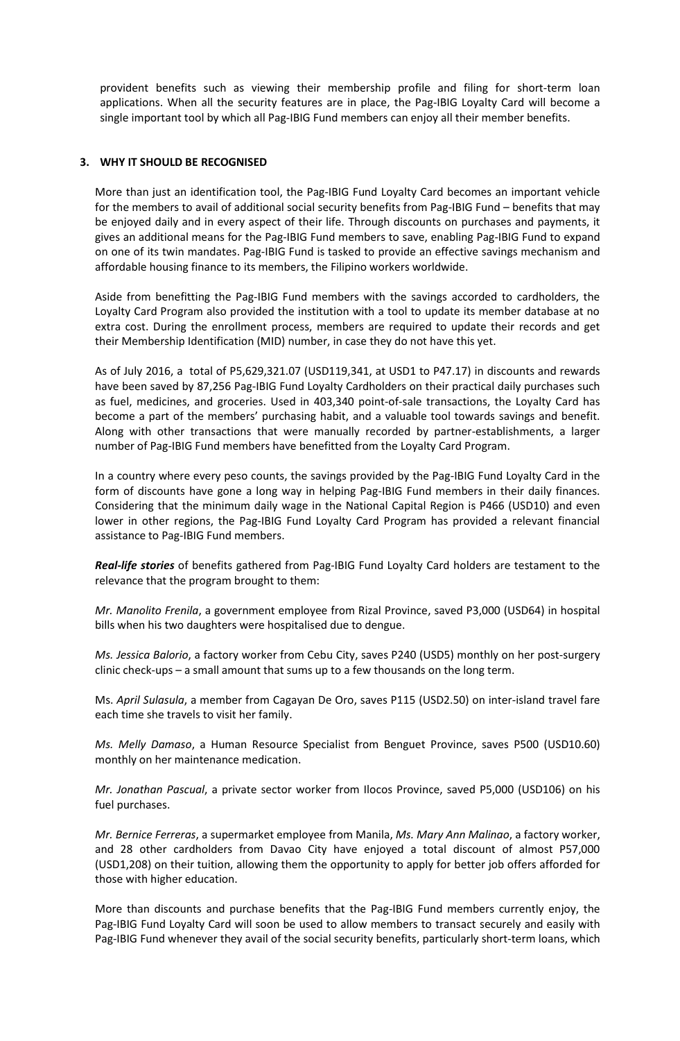provident benefits such as viewing their membership profile and filing for short-term loan applications. When all the security features are in place, the Pag-IBIG Loyalty Card will become a single important tool by which all Pag-IBIG Fund members can enjoy all their member benefits.

### 3. WHY IT SHOULD BE RECOGNISED

More than just an identification tool, the Pag-IBIG Fund Loyalty Card becomes an important vehicle for the members to avail of additional social security benefits from Pag-IBIG Fund – benefits that may be enjoyed daily and in every aspect of their life. Through discounts on purchases and payments, it gives an additional means for the Pag-IBIG Fund members to save, enabling Pag-IBIG Fund to expand on one of its twin mandates. Pag-IBIG Fund is tasked to provide an effective savings mechanism and affordable housing finance to its members, the Filipino workers worldwide.

Aside from benefitting the Pag-IBIG Fund members with the savings accorded to cardholders, the Loyalty Card Program also provided the institution with a tool to update its member database at no extra cost. During the enrollment process, members are required to update their records and get their Membership Identification (MID) number, in case they do not have this yet.

As of July 2016, a total of P5,629,321.07 (USD119,341, at USD1 to P47.17) in discounts and rewards have been saved by 87,256 Pag-IBIG Fund Loyalty Cardholders on their practical daily purchases such as fuel, medicines, and groceries. Used in 403,340 point-of-sale transactions, the Loyalty Card has become a part of the members' purchasing habit, and a valuable tool towards savings and benefit. Along with other transactions that were manually recorded by partner-establishments, a larger number of Pag-IBIG Fund members have benefitted from the Loyalty Card Program.

In a country where every peso counts, the savings provided by the Pag-IBIG Fund Loyalty Card in the form of discounts have gone a long way in helping Pag-IBIG Fund members in their daily finances. Considering that the minimum daily wage in the National Capital Region is P466 (USD10) and even lower in other regions, the Pag-IBIG Fund Loyalty Card Program has provided a relevant financial assistance to Pag-IBIG Fund members.

***Real-life stories*** of benefits gathered from Pag-IBIG Fund Loyalty Card holders are testament to the relevance that the program brought to them:

*Mr. Manolito Frenila*, a government employee from Rizal Province, saved P3,000 (USD64) in hospital bills when his two daughters were hospitalised due to dengue.

*Ms. Jessica Balorio*, a factory worker from Cebu City, saves P240 (USD5) monthly on her post-surgery clinic check-ups – a small amount that sums up to a few thousands on the long term.

Ms. *April Sulasula*, a member from Cagayan De Oro, saves P115 (USD2.50) on inter-island travel fare each time she travels to visit her family.

*Ms. Melly Damaso*, a Human Resource Specialist from Benguet Province, saves P500 (USD10.60) monthly on her maintenance medication.

*Mr. Jonathan Pascual*, a private sector worker from Ilocos Province, saved P5,000 (USD106) on his fuel purchases.

*Mr. Bernice Ferreras*, a supermarket employee from Manila, *Ms. Mary Ann Malinao*, a factory worker, and 28 other cardholders from Davao City have enjoyed a total discount of almost P57,000 (USD1,208) on their tuition, allowing them the opportunity to apply for better job offers afforded for those with higher education.

More than discounts and purchase benefits that the Pag-IBIG Fund members currently enjoy, the Pag-IBIG Fund Loyalty Card will soon be used to allow members to transact securely and easily with Pag-IBIG Fund whenever they avail of the social security benefits, particularly short-term loans, which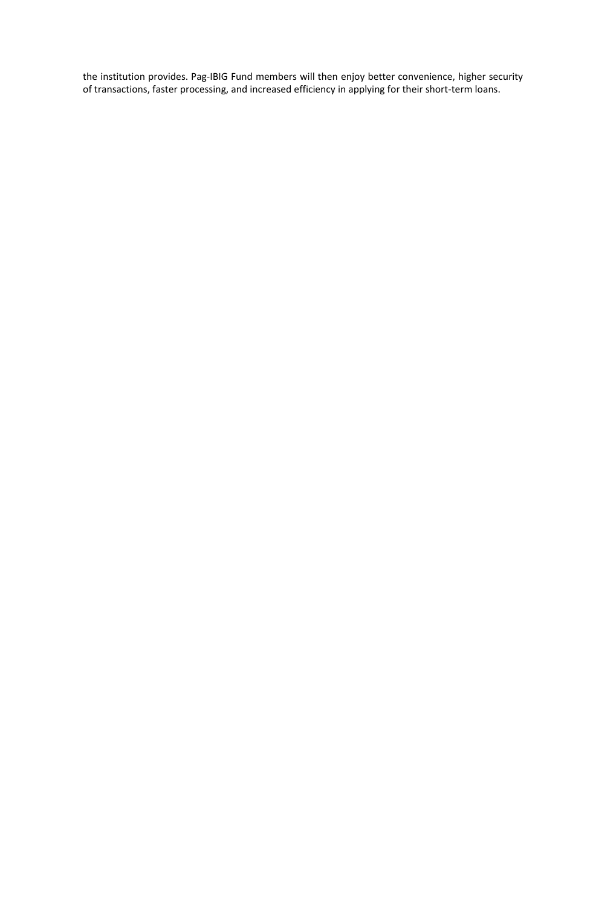the institution provides. Pag-IBIG Fund members will then enjoy better convenience, higher security of transactions, faster processing, and increased efficiency in applying for their short-term loans.